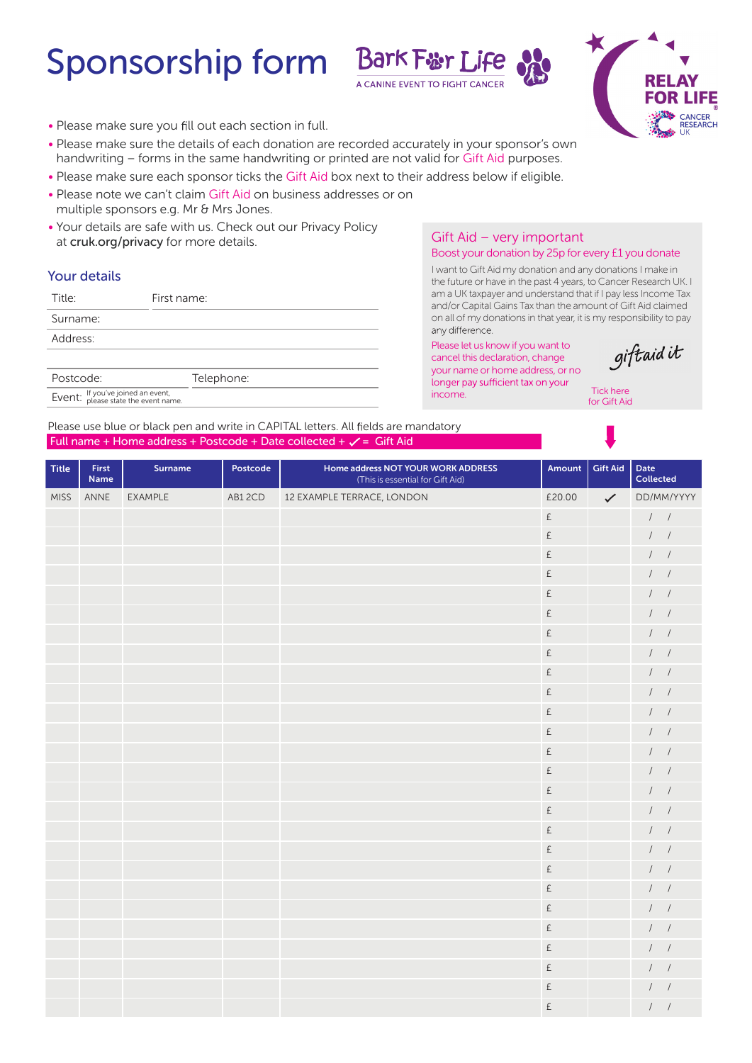# Sponsorship form

Bark For Life
A CANINE EVENT TO FIGHT CANCER

RELAY FOR LIFE
CANCER RESEARCH UK

- Please make sure you fill out each section in full.
- Please make sure the details of each donation are recorded accurately in your sponsor's own handwriting – forms in the same handwriting or printed are not valid for Gift Aid purposes.
- Please make sure each sponsor ticks the Gift Aid box next to their address below if eligible.
- Please note we can't claim Gift Aid on business addresses or on multiple sponsors e.g. Mr & Mrs Jones.
- Your details are safe with us. Check out our Privacy Policy at **cruk.org/privacy** for more details.

## Your details

Title: First name:

Surname:

Address:

Postcode: Telephone:

Event: If you've joined an event, please state the event name.

## Gift Aid – very important

Boost your donation by 25p for every £1 you donate

I want to Gift Aid my donation and any donations I make in the future or have in the past 4 years, to Cancer Research UK. I am a UK taxpayer and understand that if I pay less Income Tax and/or Capital Gains Tax than the amount of Gift Aid claimed on all of my donations in that year, it is my responsibility to pay any difference.

Please let us know if you want to cancel this declaration, change your name or home address, or no longer pay sufficient tax on your income.

giftaid it

Tick here for Gift Aid

Please use blue or black pen and write in CAPITAL letters. All fields are mandatory

**Full name + Home address + Postcode + Date collected + ✓ = Gift Aid**

| Title | First Name | Surname | Postcode | Home address NOT YOUR WORK ADDRESS (This is essential for Gift Aid) | Amount | Gift Aid | Date Collected |
|---|---|---|---|---|---|---|---|
| MISS | ANNE | EXAMPLE | AB1 2CD | 12 EXAMPLE TERRACE, LONDON | £20.00 | ✓ | DD/MM/YYYY |
| | | | | | £ | | / / |
| | | | | | £ | | / / |
| | | | | | £ | | / / |
| | | | | | £ | | / / |
| | | | | | £ | | / / |
| | | | | | £ | | / / |
| | | | | | £ | | / / |
| | | | | | £ | | / / |
| | | | | | £ | | / / |
| | | | | | £ | | / / |
| | | | | | £ | | / / |
| | | | | | £ | | / / |
| | | | | | £ | | / / |
| | | | | | £ | | / / |
| | | | | | £ | | / / |
| | | | | | £ | | / / |
| | | | | | £ | | / / |
| | | | | | £ | | / / |
| | | | | | £ | | / / |
| | | | | | £ | | / / |
| | | | | | £ | | / / |
| | | | | | £ | | / / |
| | | | | | £ | | / / |
| | | | | | £ | | / / |
| | | | | | £ | | / / |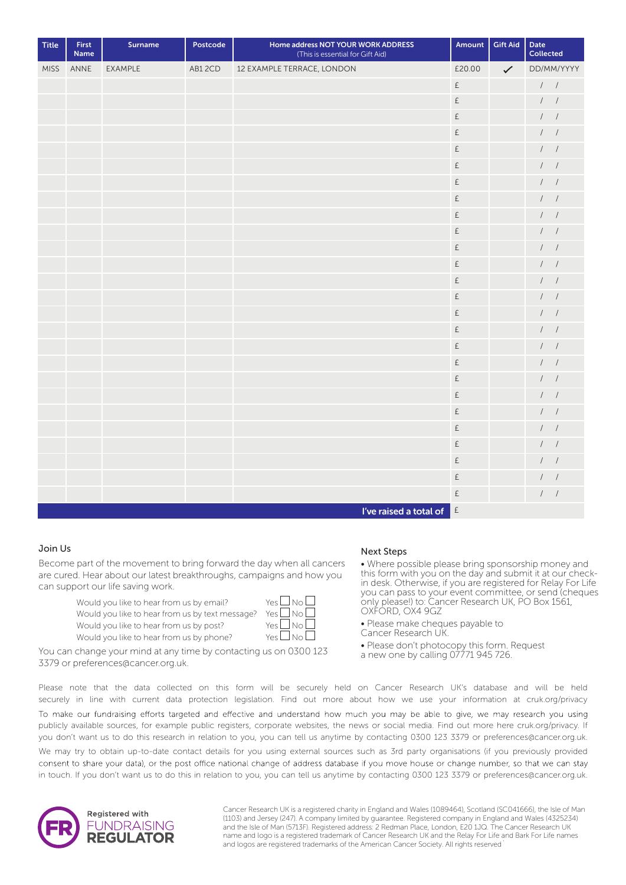| Title | First Name | Surname | Postcode | Home address NOT YOUR WORK ADDRESS (This is essential for Gift Aid) | Amount | Gift Aid | Date Collected |
|---|---|---|---|---|---|---|---|
| MISS | ANNE | EXAMPLE | AB1 2CD | 12 EXAMPLE TERRACE, LONDON | £20.00 | ✓ | DD/MM/YYYY |
| | | | | | £ | | / / |
| | | | | | £ | | / / |
| | | | | | £ | | / / |
| | | | | | £ | | / / |
| | | | | | £ | | / / |
| | | | | | £ | | / / |
| | | | | | £ | | / / |
| | | | | | £ | | / / |
| | | | | | £ | | / / |
| | | | | | £ | | / / |
| | | | | | £ | | / / |
| | | | | | £ | | / / |
| | | | | | £ | | / / |
| | | | | | £ | | / / |
| | | | | | £ | | / / |
| | | | | | £ | | / / |
| | | | | | £ | | / / |
| | | | | | £ | | / / |
| | | | | | £ | | / / |
| | | | | | £ | | / / |
| | | | | | £ | | / / |
| | | | | | £ | | / / |
| | | | | | £ | | / / |
| | | | | | £ | | / / |
| | | | | | £ | | / / |
| | | | | | £ | | / / |
| | | | | **I've raised a total of** | £ | | |

## Join Us

Become part of the movement to bring forward the day when all cancers are cured. Hear about our latest breakthroughs, campaigns and how you can support our life saving work.

- Would you like to hear from us by email? Yes ☐ No ☐
- Would you like to hear from us by text message? Yes ☐ No ☐
- Would you like to hear from us by post? Yes ☐ No ☐
- Would you like to hear from us by phone? Yes ☐ No ☐

You can change your mind at any time by contacting us on 0300 123 3379 or preferences@cancer.org.uk.

## Next Steps

- Where possible please bring sponsorship money and this form with you on the day and submit it at our check-in desk. Otherwise, if you are registered for Relay For Life you can pass to your event committee, or send (cheques only please!) to: Cancer Research UK, PO Box 1561, OXFORD, OX4 9GZ
- Please make cheques payable to Cancer Research UK.
- Please don't photocopy this form. Request a new one by calling 07771 945 726.

Please note that the data collected on this form will be securely held on Cancer Research UK's database and will be held securely in line with current data protection legislation. Find out more about how we use your information at cruk.org/privacy

To make our fundraising efforts targeted and effective and understand how much you may be able to give, we may research you using publicly available sources, for example public registers, corporate websites, the news or social media. Find out more here cruk.org/privacy. If you don't want us to do this research in relation to you, you can tell us anytime by contacting 0300 123 3379 or preferences@cancer.org.uk.

We may try to obtain up-to-date contact details for you using external sources such as 3rd party organisations (if you previously provided consent to share your data), or the post office national change of address database if you move house or change number, so that we can stay in touch. If you don't want us to do this in relation to you, you can tell us anytime by contacting 0300 123 3379 or preferences@cancer.org.uk.

Registered with FUNDRAISING REGULATOR

Cancer Research UK is a registered charity in England and Wales (1089464), Scotland (SC041666), the Isle of Man (1103) and Jersey (247). A company limited by guarantee. Registered company in England and Wales (4325234) and the Isle of Man (5713F). Registered address: 2 Redman Place, London, E20 1JQ. The Cancer Research UK name and logo is a registered trademark of Cancer Research UK and the Relay For Life and Bark For Life names and logos are registered trademarks of the American Cancer Society. All rights reserved.